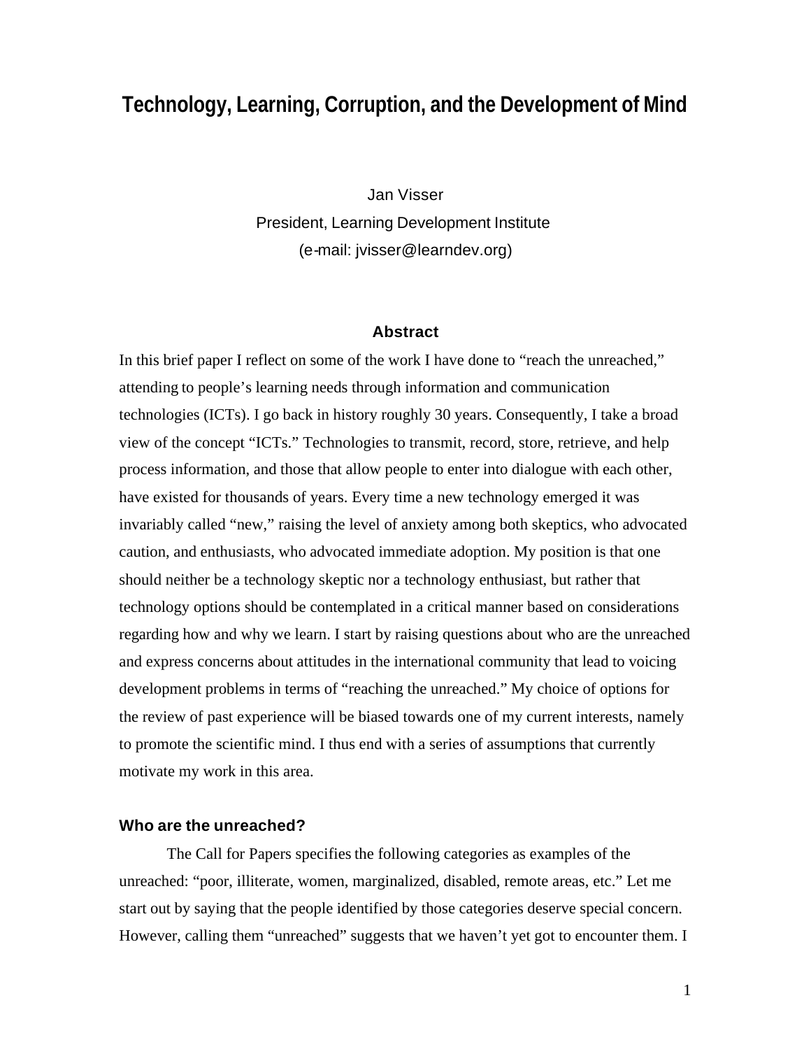# Technology, Learning, Corruption, and the Development of Mind

Jan Visser
President, Learning Development Institute
(e-mail: jvisser@learndev.org)

### Abstract

In this brief paper I reflect on some of the work I have done to "reach the unreached," attending to people's learning needs through information and communication technologies (ICTs). I go back in history roughly 30 years. Consequently, I take a broad view of the concept "ICTs." Technologies to transmit, record, store, retrieve, and help process information, and those that allow people to enter into dialogue with each other, have existed for thousands of years. Every time a new technology emerged it was invariably called "new," raising the level of anxiety among both skeptics, who advocated caution, and enthusiasts, who advocated immediate adoption. My position is that one should neither be a technology skeptic nor a technology enthusiast, but rather that technology options should be contemplated in a critical manner based on considerations regarding how and why we learn. I start by raising questions about who are the unreached and express concerns about attitudes in the international community that lead to voicing development problems in terms of "reaching the unreached." My choice of options for the review of past experience will be biased towards one of my current interests, namely to promote the scientific mind. I thus end with a series of assumptions that currently motivate my work in this area.

## Who are the unreached?

The Call for Papers specifies the following categories as examples of the unreached: "poor, illiterate, women, marginalized, disabled, remote areas, etc." Let me start out by saying that the people identified by those categories deserve special concern. However, calling them "unreached" suggests that we haven't yet got to encounter them. I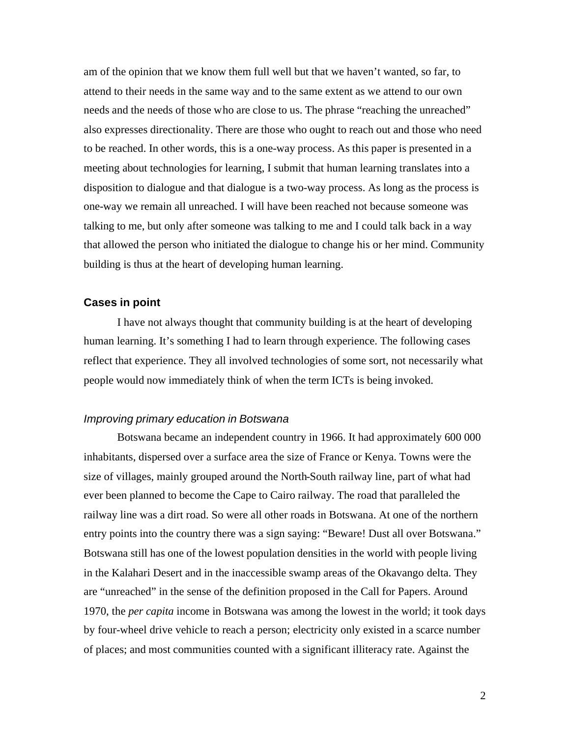am of the opinion that we know them full well but that we haven't wanted, so far, to attend to their needs in the same way and to the same extent as we attend to our own needs and the needs of those who are close to us. The phrase "reaching the unreached" also expresses directionality. There are those who ought to reach out and those who need to be reached. In other words, this is a one-way process. As this paper is presented in a meeting about technologies for learning, I submit that human learning translates into a disposition to dialogue and that dialogue is a two-way process. As long as the process is one-way we remain all unreached. I will have been reached not because someone was talking to me, but only after someone was talking to me and I could talk back in a way that allowed the person who initiated the dialogue to change his or her mind. Community building is thus at the heart of developing human learning.

## Cases in point

I have not always thought that community building is at the heart of developing human learning. It's something I had to learn through experience. The following cases reflect that experience. They all involved technologies of some sort, not necessarily what people would now immediately think of when the term ICTs is being invoked.

### *Improving primary education in Botswana*

Botswana became an independent country in 1966. It had approximately 600 000 inhabitants, dispersed over a surface area the size of France or Kenya. Towns were the size of villages, mainly grouped around the North-South railway line, part of what had ever been planned to become the Cape to Cairo railway. The road that paralleled the railway line was a dirt road. So were all other roads in Botswana. At one of the northern entry points into the country there was a sign saying: "Beware! Dust all over Botswana." Botswana still has one of the lowest population densities in the world with people living in the Kalahari Desert and in the inaccessible swamp areas of the Okavango delta. They are "unreached" in the sense of the definition proposed in the Call for Papers. Around 1970, the *per capita* income in Botswana was among the lowest in the world; it took days by four-wheel drive vehicle to reach a person; electricity only existed in a scarce number of places; and most communities counted with a significant illiteracy rate. Against the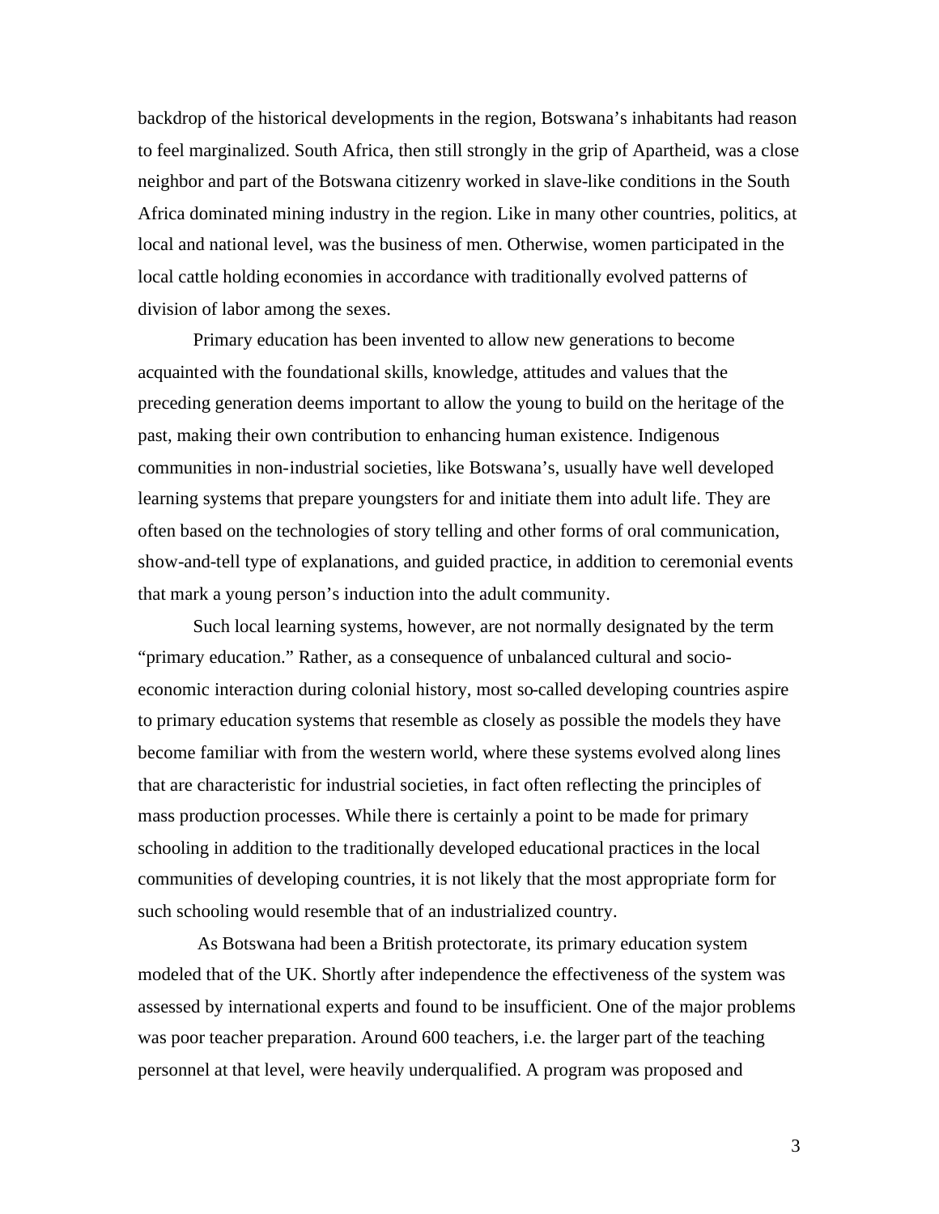backdrop of the historical developments in the region, Botswana's inhabitants had reason to feel marginalized. South Africa, then still strongly in the grip of Apartheid, was a close neighbor and part of the Botswana citizenry worked in slave-like conditions in the South Africa dominated mining industry in the region. Like in many other countries, politics, at local and national level, was the business of men. Otherwise, women participated in the local cattle holding economies in accordance with traditionally evolved patterns of division of labor among the sexes.

Primary education has been invented to allow new generations to become acquainted with the foundational skills, knowledge, attitudes and values that the preceding generation deems important to allow the young to build on the heritage of the past, making their own contribution to enhancing human existence. Indigenous communities in non-industrial societies, like Botswana's, usually have well developed learning systems that prepare youngsters for and initiate them into adult life. They are often based on the technologies of story telling and other forms of oral communication, show-and-tell type of explanations, and guided practice, in addition to ceremonial events that mark a young person's induction into the adult community.

Such local learning systems, however, are not normally designated by the term "primary education." Rather, as a consequence of unbalanced cultural and socio-economic interaction during colonial history, most so-called developing countries aspire to primary education systems that resemble as closely as possible the models they have become familiar with from the western world, where these systems evolved along lines that are characteristic for industrial societies, in fact often reflecting the principles of mass production processes. While there is certainly a point to be made for primary schooling in addition to the traditionally developed educational practices in the local communities of developing countries, it is not likely that the most appropriate form for such schooling would resemble that of an industrialized country.

As Botswana had been a British protectorate, its primary education system modeled that of the UK. Shortly after independence the effectiveness of the system was assessed by international experts and found to be insufficient. One of the major problems was poor teacher preparation. Around 600 teachers, i.e. the larger part of the teaching personnel at that level, were heavily underqualified. A program was proposed and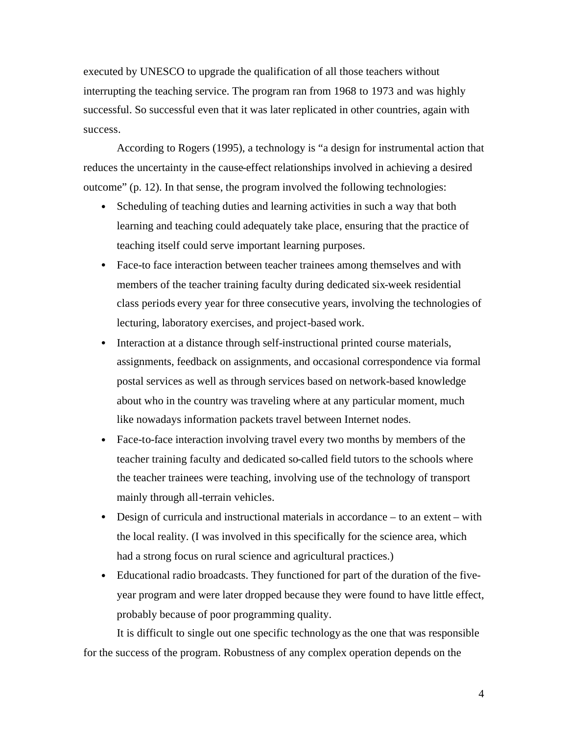executed by UNESCO to upgrade the qualification of all those teachers without interrupting the teaching service. The program ran from 1968 to 1973 and was highly successful. So successful even that it was later replicated in other countries, again with success.

According to Rogers (1995), a technology is "a design for instrumental action that reduces the uncertainty in the cause-effect relationships involved in achieving a desired outcome" (p. 12). In that sense, the program involved the following technologies:

- Scheduling of teaching duties and learning activities in such a way that both learning and teaching could adequately take place, ensuring that the practice of teaching itself could serve important learning purposes.
- Face-to face interaction between teacher trainees among themselves and with members of the teacher training faculty during dedicated six-week residential class periods every year for three consecutive years, involving the technologies of lecturing, laboratory exercises, and project-based work.
- Interaction at a distance through self-instructional printed course materials, assignments, feedback on assignments, and occasional correspondence via formal postal services as well as through services based on network-based knowledge about who in the country was traveling where at any particular moment, much like nowadays information packets travel between Internet nodes.
- Face-to-face interaction involving travel every two months by members of the teacher training faculty and dedicated so-called field tutors to the schools where the teacher trainees were teaching, involving use of the technology of transport mainly through all-terrain vehicles.
- Design of curricula and instructional materials in accordance – to an extent – with the local reality. (I was involved in this specifically for the science area, which had a strong focus on rural science and agricultural practices.)
- Educational radio broadcasts. They functioned for part of the duration of the five-year program and were later dropped because they were found to have little effect, probably because of poor programming quality.

It is difficult to single out one specific technology as the one that was responsible for the success of the program. Robustness of any complex operation depends on the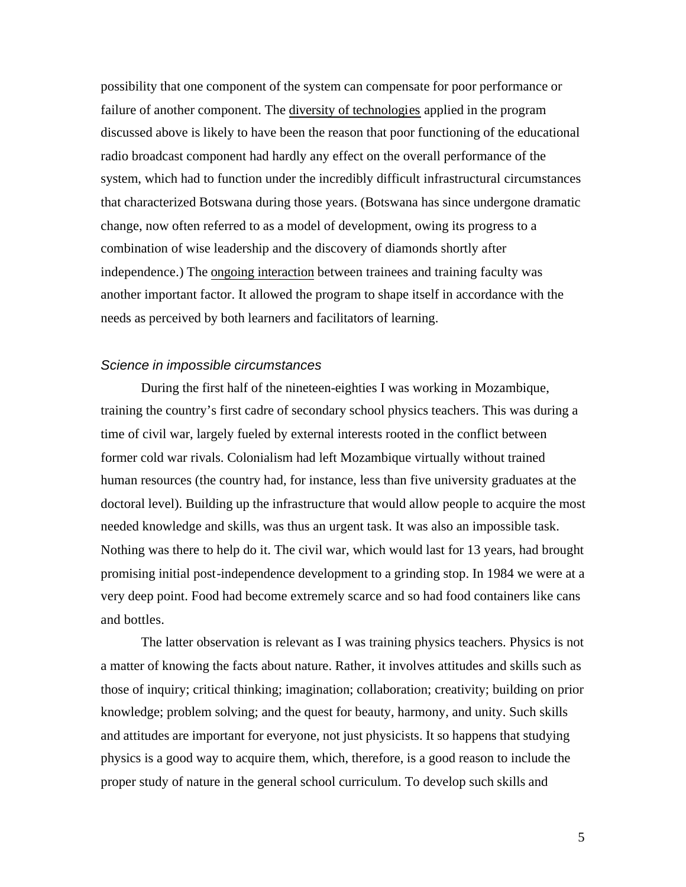possibility that one component of the system can compensate for poor performance or failure of another component. The <u>diversity of technologies</u> applied in the program discussed above is likely to have been the reason that poor functioning of the educational radio broadcast component had hardly any effect on the overall performance of the system, which had to function under the incredibly difficult infrastructural circumstances that characterized Botswana during those years. (Botswana has since undergone dramatic change, now often referred to as a model of development, owing its progress to a combination of wise leadership and the discovery of diamonds shortly after independence.) The <u>ongoing interaction</u> between trainees and training faculty was another important factor. It allowed the program to shape itself in accordance with the needs as perceived by both learners and facilitators of learning.

### *Science in impossible circumstances*

During the first half of the nineteen-eighties I was working in Mozambique, training the country's first cadre of secondary school physics teachers. This was during a time of civil war, largely fueled by external interests rooted in the conflict between former cold war rivals. Colonialism had left Mozambique virtually without trained human resources (the country had, for instance, less than five university graduates at the doctoral level). Building up the infrastructure that would allow people to acquire the most needed knowledge and skills, was thus an urgent task. It was also an impossible task. Nothing was there to help do it. The civil war, which would last for 13 years, had brought promising initial post-independence development to a grinding stop. In 1984 we were at a very deep point. Food had become extremely scarce and so had food containers like cans and bottles.

The latter observation is relevant as I was training physics teachers. Physics is not a matter of knowing the facts about nature. Rather, it involves attitudes and skills such as those of inquiry; critical thinking; imagination; collaboration; creativity; building on prior knowledge; problem solving; and the quest for beauty, harmony, and unity. Such skills and attitudes are important for everyone, not just physicists. It so happens that studying physics is a good way to acquire them, which, therefore, is a good reason to include the proper study of nature in the general school curriculum. To develop such skills and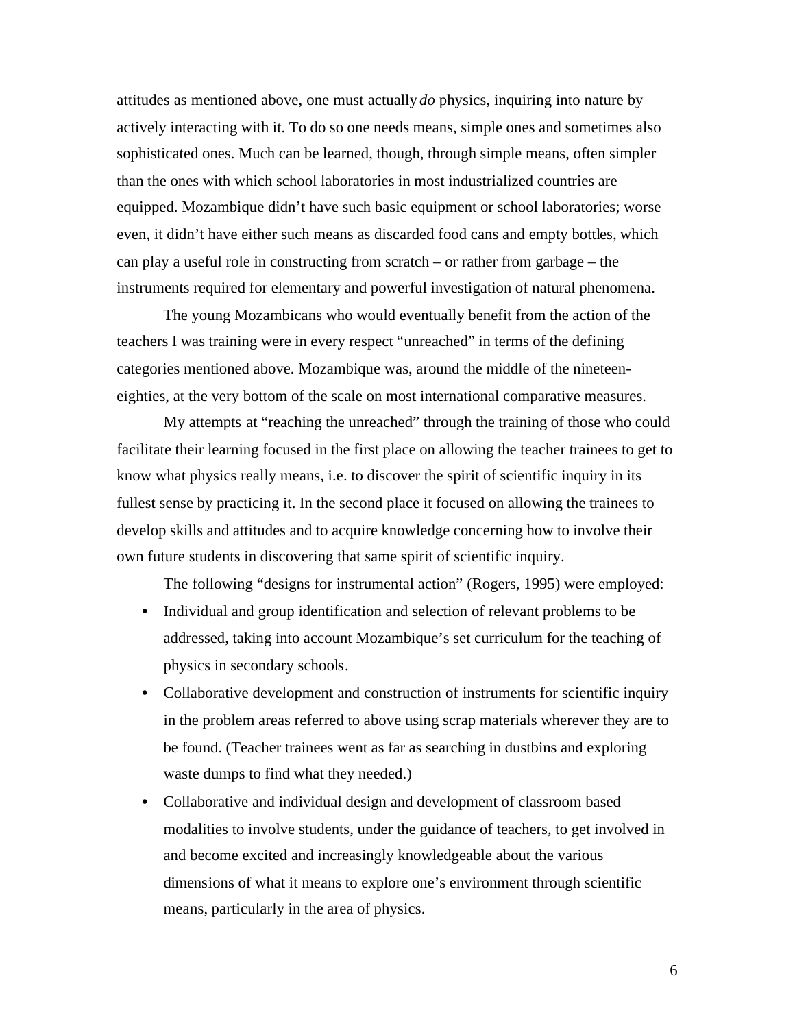attitudes as mentioned above, one must actually *do* physics, inquiring into nature by actively interacting with it. To do so one needs means, simple ones and sometimes also sophisticated ones. Much can be learned, though, through simple means, often simpler than the ones with which school laboratories in most industrialized countries are equipped. Mozambique didn't have such basic equipment or school laboratories; worse even, it didn't have either such means as discarded food cans and empty bottles, which can play a useful role in constructing from scratch – or rather from garbage – the instruments required for elementary and powerful investigation of natural phenomena.

The young Mozambicans who would eventually benefit from the action of the teachers I was training were in every respect "unreached" in terms of the defining categories mentioned above. Mozambique was, around the middle of the nineteen-eighties, at the very bottom of the scale on most international comparative measures.

My attempts at "reaching the unreached" through the training of those who could facilitate their learning focused in the first place on allowing the teacher trainees to get to know what physics really means, i.e. to discover the spirit of scientific inquiry in its fullest sense by practicing it. In the second place it focused on allowing the trainees to develop skills and attitudes and to acquire knowledge concerning how to involve their own future students in discovering that same spirit of scientific inquiry.

The following "designs for instrumental action" (Rogers, 1995) were employed:

- Individual and group identification and selection of relevant problems to be addressed, taking into account Mozambique's set curriculum for the teaching of physics in secondary schools.
- Collaborative development and construction of instruments for scientific inquiry in the problem areas referred to above using scrap materials wherever they are to be found. (Teacher trainees went as far as searching in dustbins and exploring waste dumps to find what they needed.)
- Collaborative and individual design and development of classroom based modalities to involve students, under the guidance of teachers, to get involved in and become excited and increasingly knowledgeable about the various dimensions of what it means to explore one's environment through scientific means, particularly in the area of physics.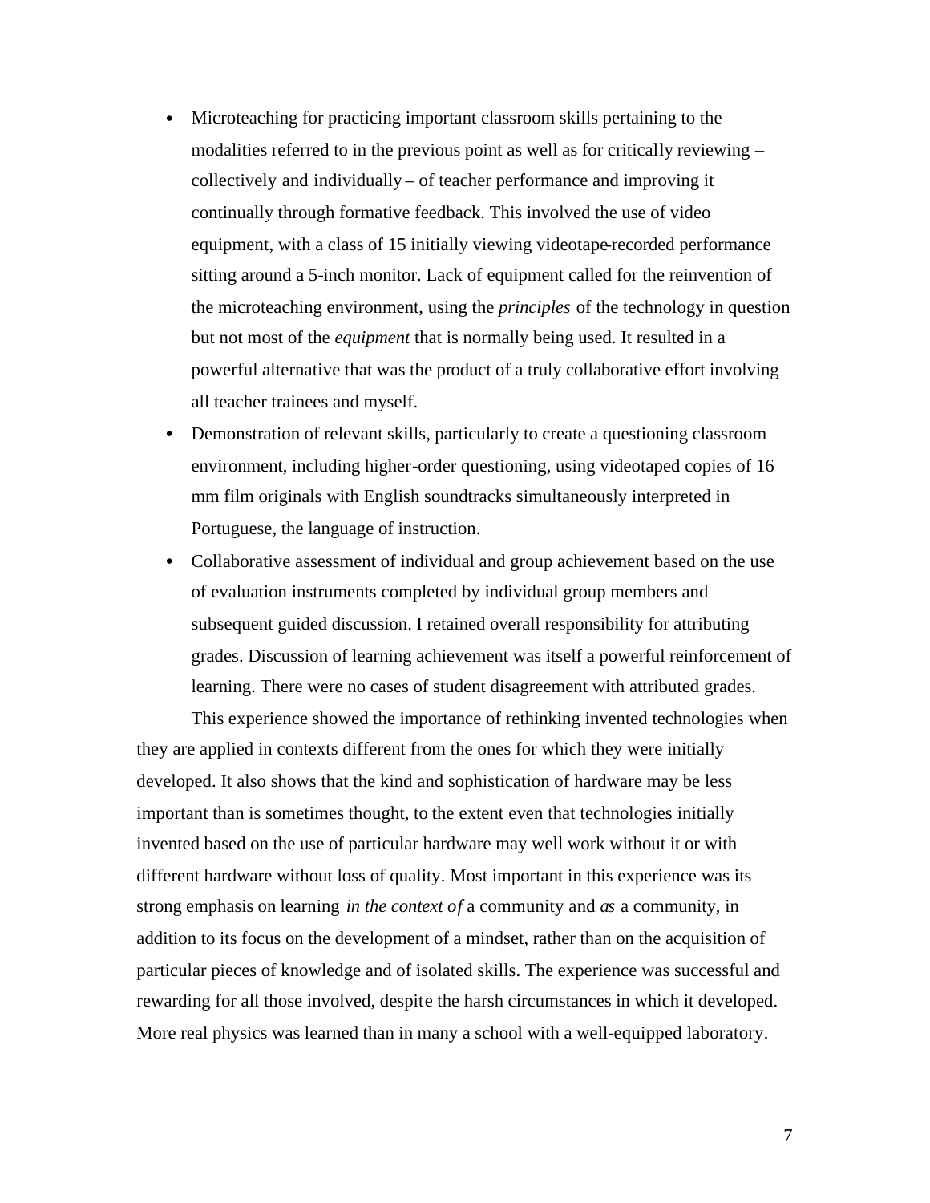- Microteaching for practicing important classroom skills pertaining to the modalities referred to in the previous point as well as for critically reviewing – collectively and individually – of teacher performance and improving it continually through formative feedback. This involved the use of video equipment, with a class of 15 initially viewing videotape-recorded performance sitting around a 5-inch monitor. Lack of equipment called for the reinvention of the microteaching environment, using the *principles* of the technology in question but not most of the *equipment* that is normally being used. It resulted in a powerful alternative that was the product of a truly collaborative effort involving all teacher trainees and myself.
- Demonstration of relevant skills, particularly to create a questioning classroom environment, including higher-order questioning, using videotaped copies of 16 mm film originals with English soundtracks simultaneously interpreted in Portuguese, the language of instruction.
- Collaborative assessment of individual and group achievement based on the use of evaluation instruments completed by individual group members and subsequent guided discussion. I retained overall responsibility for attributing grades. Discussion of learning achievement was itself a powerful reinforcement of learning. There were no cases of student disagreement with attributed grades.

This experience showed the importance of rethinking invented technologies when they are applied in contexts different from the ones for which they were initially developed. It also shows that the kind and sophistication of hardware may be less important than is sometimes thought, to the extent even that technologies initially invented based on the use of particular hardware may well work without it or with different hardware without loss of quality. Most important in this experience was its strong emphasis on learning *in the context of* a community and *as* a community, in addition to its focus on the development of a mindset, rather than on the acquisition of particular pieces of knowledge and of isolated skills. The experience was successful and rewarding for all those involved, despite the harsh circumstances in which it developed. More real physics was learned than in many a school with a well-equipped laboratory.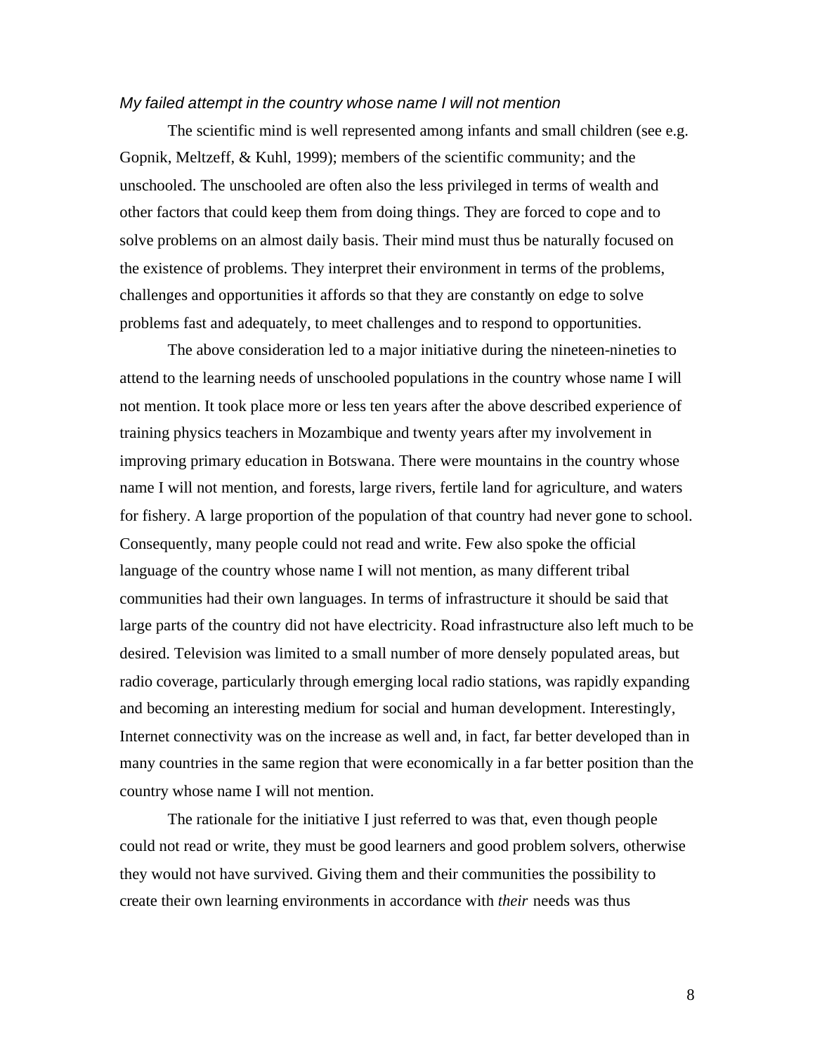*My failed attempt in the country whose name I will not mention*

The scientific mind is well represented among infants and small children (see e.g. Gopnik, Meltzeff, & Kuhl, 1999); members of the scientific community; and the unschooled. The unschooled are often also the less privileged in terms of wealth and other factors that could keep them from doing things. They are forced to cope and to solve problems on an almost daily basis. Their mind must thus be naturally focused on the existence of problems. They interpret their environment in terms of the problems, challenges and opportunities it affords so that they are constantly on edge to solve problems fast and adequately, to meet challenges and to respond to opportunities.

The above consideration led to a major initiative during the nineteen-nineties to attend to the learning needs of unschooled populations in the country whose name I will not mention. It took place more or less ten years after the above described experience of training physics teachers in Mozambique and twenty years after my involvement in improving primary education in Botswana. There were mountains in the country whose name I will not mention, and forests, large rivers, fertile land for agriculture, and waters for fishery. A large proportion of the population of that country had never gone to school. Consequently, many people could not read and write. Few also spoke the official language of the country whose name I will not mention, as many different tribal communities had their own languages. In terms of infrastructure it should be said that large parts of the country did not have electricity. Road infrastructure also left much to be desired. Television was limited to a small number of more densely populated areas, but radio coverage, particularly through emerging local radio stations, was rapidly expanding and becoming an interesting medium for social and human development. Interestingly, Internet connectivity was on the increase as well and, in fact, far better developed than in many countries in the same region that were economically in a far better position than the country whose name I will not mention.

The rationale for the initiative I just referred to was that, even though people could not read or write, they must be good learners and good problem solvers, otherwise they would not have survived. Giving them and their communities the possibility to create their own learning environments in accordance with *their* needs was thus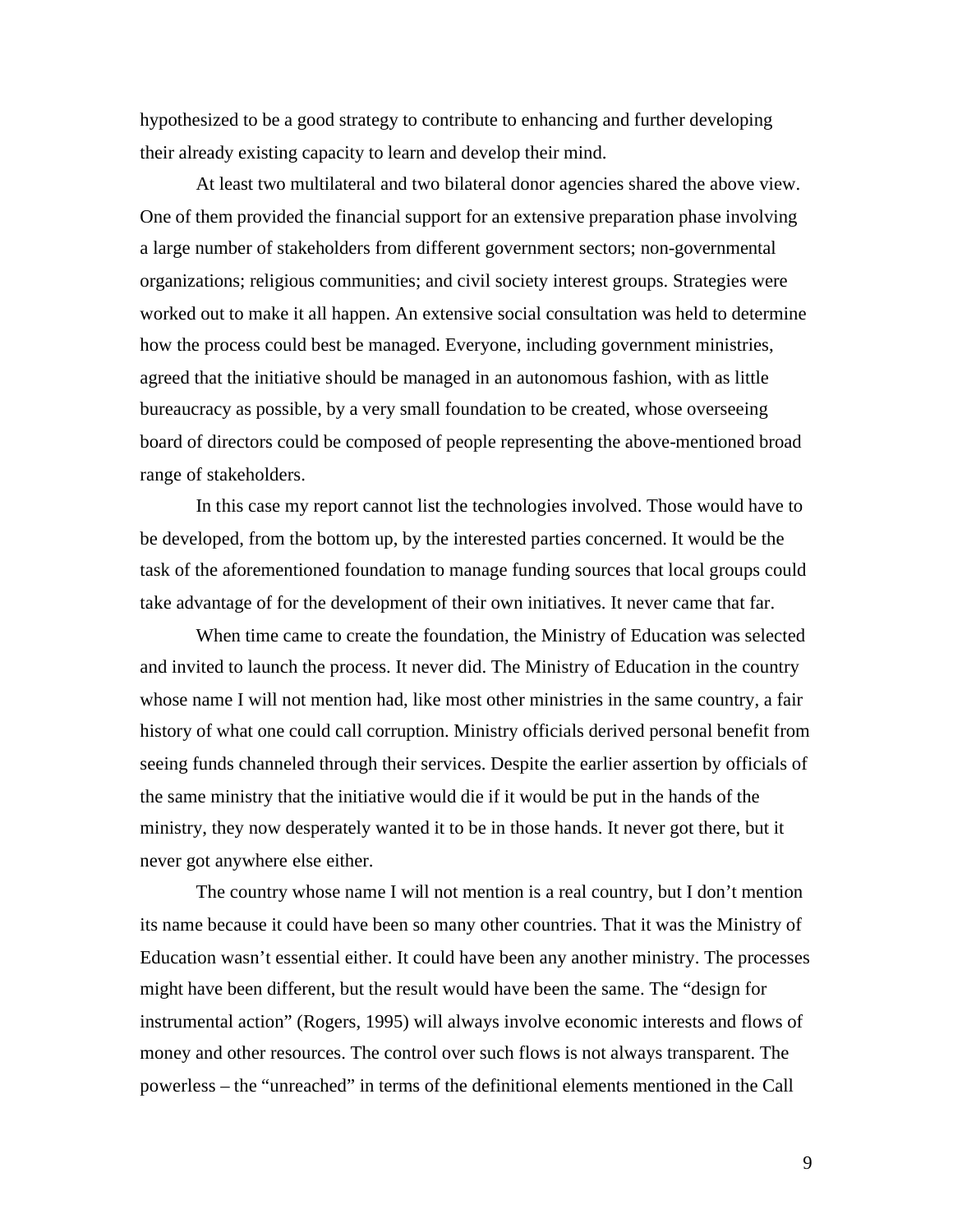hypothesized to be a good strategy to contribute to enhancing and further developing their already existing capacity to learn and develop their mind.

At least two multilateral and two bilateral donor agencies shared the above view. One of them provided the financial support for an extensive preparation phase involving a large number of stakeholders from different government sectors; non-governmental organizations; religious communities; and civil society interest groups. Strategies were worked out to make it all happen. An extensive social consultation was held to determine how the process could best be managed. Everyone, including government ministries, agreed that the initiative should be managed in an autonomous fashion, with as little bureaucracy as possible, by a very small foundation to be created, whose overseeing board of directors could be composed of people representing the above-mentioned broad range of stakeholders.

In this case my report cannot list the technologies involved. Those would have to be developed, from the bottom up, by the interested parties concerned. It would be the task of the aforementioned foundation to manage funding sources that local groups could take advantage of for the development of their own initiatives. It never came that far.

When time came to create the foundation, the Ministry of Education was selected and invited to launch the process. It never did. The Ministry of Education in the country whose name I will not mention had, like most other ministries in the same country, a fair history of what one could call corruption. Ministry officials derived personal benefit from seeing funds channeled through their services. Despite the earlier assertion by officials of the same ministry that the initiative would die if it would be put in the hands of the ministry, they now desperately wanted it to be in those hands. It never got there, but it never got anywhere else either.

The country whose name I will not mention is a real country, but I don't mention its name because it could have been so many other countries. That it was the Ministry of Education wasn't essential either. It could have been any another ministry. The processes might have been different, but the result would have been the same. The "design for instrumental action" (Rogers, 1995) will always involve economic interests and flows of money and other resources. The control over such flows is not always transparent. The powerless – the "unreached" in terms of the definitional elements mentioned in the Call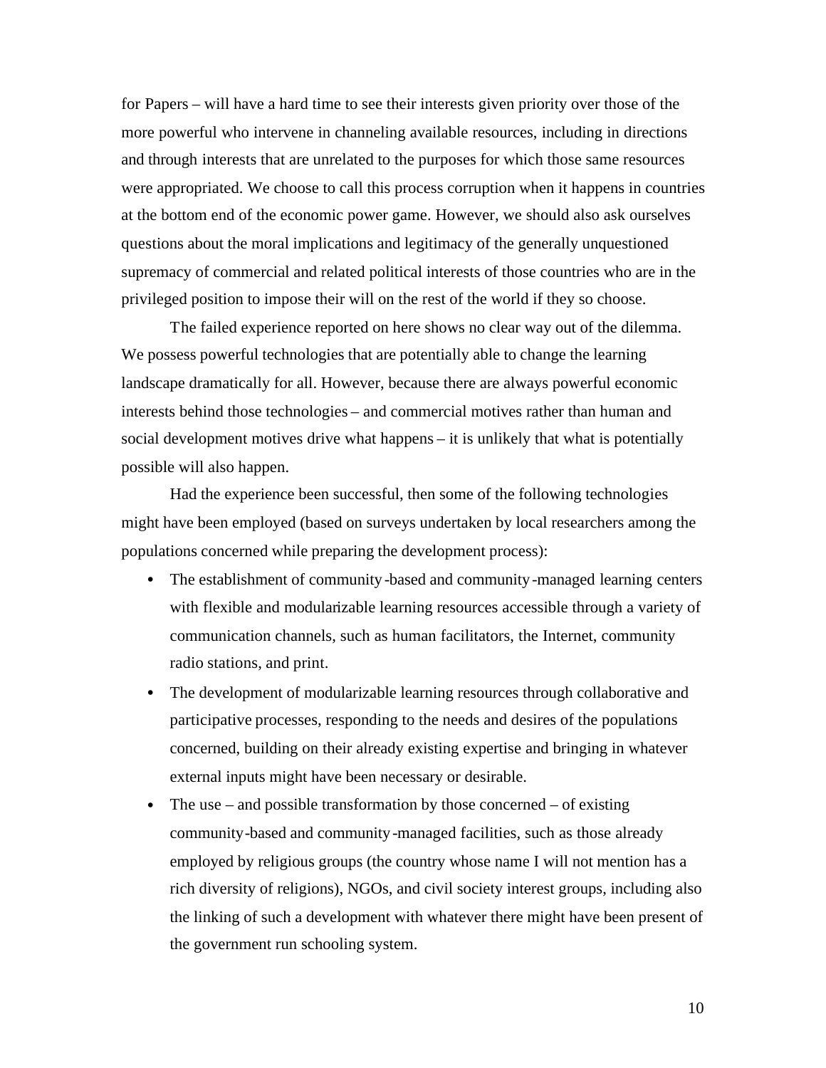for Papers – will have a hard time to see their interests given priority over those of the more powerful who intervene in channeling available resources, including in directions and through interests that are unrelated to the purposes for which those same resources were appropriated. We choose to call this process corruption when it happens in countries at the bottom end of the economic power game. However, we should also ask ourselves questions about the moral implications and legitimacy of the generally unquestioned supremacy of commercial and related political interests of those countries who are in the privileged position to impose their will on the rest of the world if they so choose.

The failed experience reported on here shows no clear way out of the dilemma. We possess powerful technologies that are potentially able to change the learning landscape dramatically for all. However, because there are always powerful economic interests behind those technologies – and commercial motives rather than human and social development motives drive what happens – it is unlikely that what is potentially possible will also happen.

Had the experience been successful, then some of the following technologies might have been employed (based on surveys undertaken by local researchers among the populations concerned while preparing the development process):

- The establishment of community-based and community-managed learning centers with flexible and modularizable learning resources accessible through a variety of communication channels, such as human facilitators, the Internet, community radio stations, and print.
- The development of modularizable learning resources through collaborative and participative processes, responding to the needs and desires of the populations concerned, building on their already existing expertise and bringing in whatever external inputs might have been necessary or desirable.
- The use – and possible transformation by those concerned – of existing community-based and community-managed facilities, such as those already employed by religious groups (the country whose name I will not mention has a rich diversity of religions), NGOs, and civil society interest groups, including also the linking of such a development with whatever there might have been present of the government run schooling system.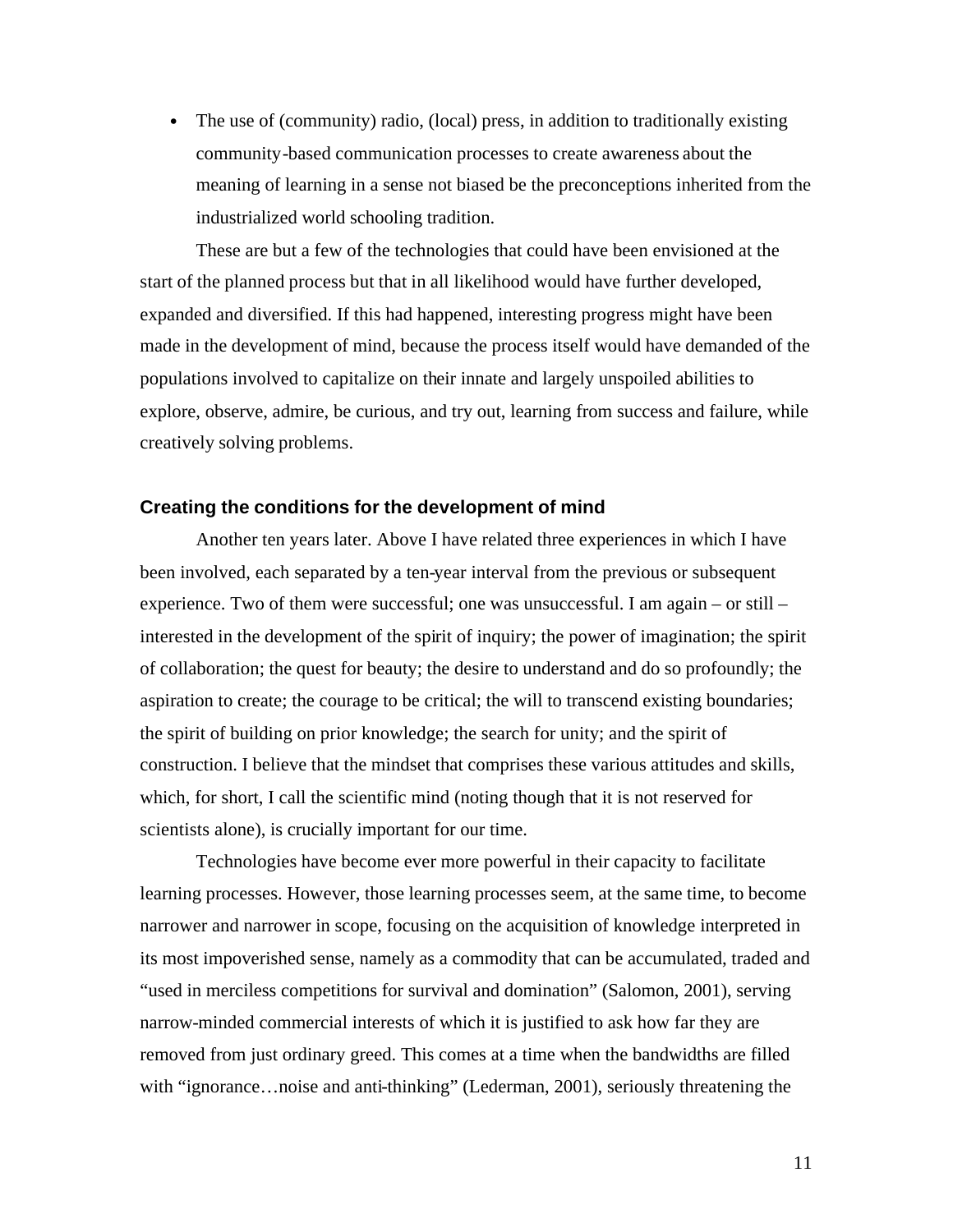- The use of (community) radio, (local) press, in addition to traditionally existing community-based communication processes to create awareness about the meaning of learning in a sense not biased be the preconceptions inherited from the industrialized world schooling tradition.

These are but a few of the technologies that could have been envisioned at the start of the planned process but that in all likelihood would have further developed, expanded and diversified. If this had happened, interesting progress might have been made in the development of mind, because the process itself would have demanded of the populations involved to capitalize on their innate and largely unspoiled abilities to explore, observe, admire, be curious, and try out, learning from success and failure, while creatively solving problems.

### Creating the conditions for the development of mind

Another ten years later. Above I have related three experiences in which I have been involved, each separated by a ten-year interval from the previous or subsequent experience. Two of them were successful; one was unsuccessful. I am again – or still – interested in the development of the spirit of inquiry; the power of imagination; the spirit of collaboration; the quest for beauty; the desire to understand and do so profoundly; the aspiration to create; the courage to be critical; the will to transcend existing boundaries; the spirit of building on prior knowledge; the search for unity; and the spirit of construction. I believe that the mindset that comprises these various attitudes and skills, which, for short, I call the scientific mind (noting though that it is not reserved for scientists alone), is crucially important for our time.

Technologies have become ever more powerful in their capacity to facilitate learning processes. However, those learning processes seem, at the same time, to become narrower and narrower in scope, focusing on the acquisition of knowledge interpreted in its most impoverished sense, namely as a commodity that can be accumulated, traded and "used in merciless competitions for survival and domination" (Salomon, 2001), serving narrow-minded commercial interests of which it is justified to ask how far they are removed from just ordinary greed. This comes at a time when the bandwidths are filled with "ignorance…noise and anti-thinking" (Lederman, 2001), seriously threatening the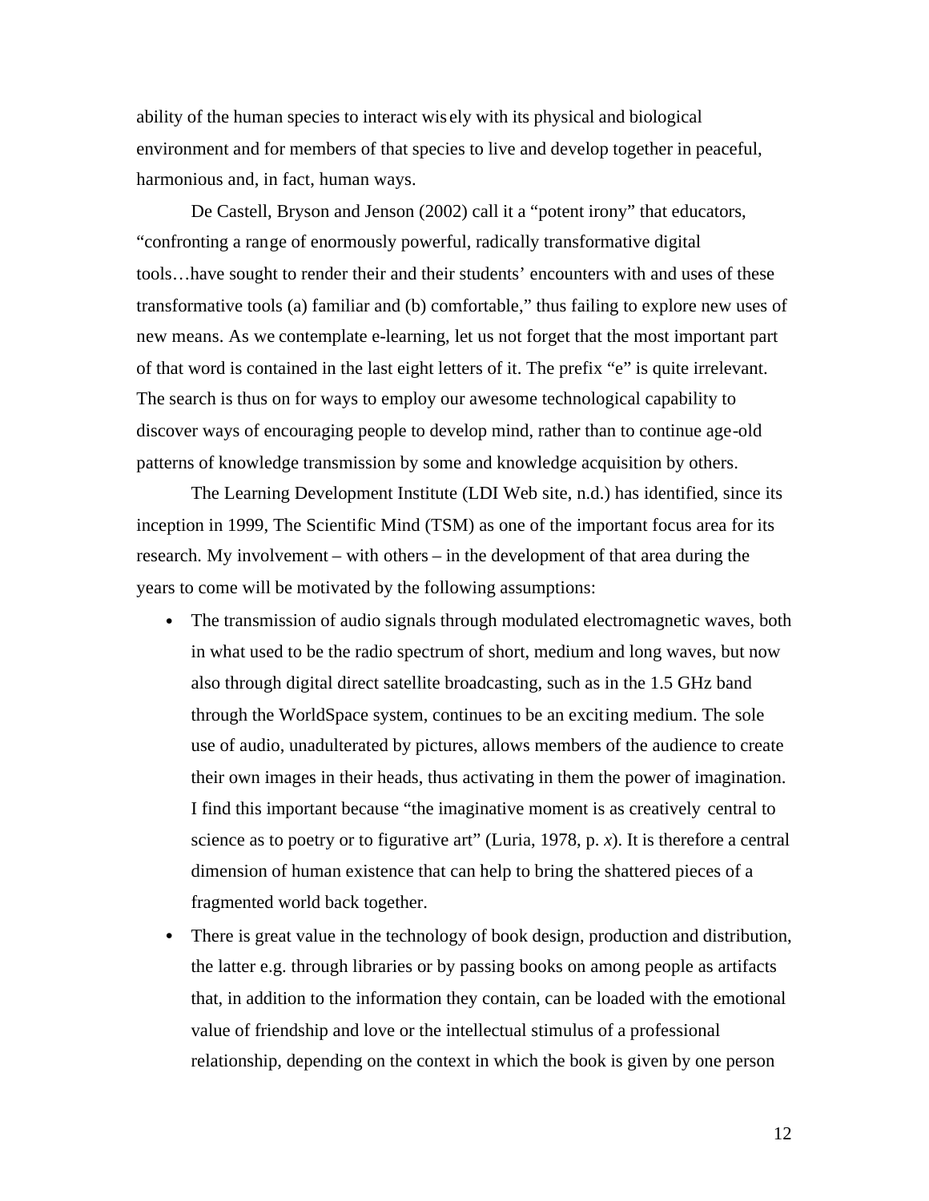ability of the human species to interact wisely with its physical and biological environment and for members of that species to live and develop together in peaceful, harmonious and, in fact, human ways.

De Castell, Bryson and Jenson (2002) call it a "potent irony" that educators, "confronting a range of enormously powerful, radically transformative digital tools…have sought to render their and their students' encounters with and uses of these transformative tools (a) familiar and (b) comfortable," thus failing to explore new uses of new means. As we contemplate e-learning, let us not forget that the most important part of that word is contained in the last eight letters of it. The prefix "e" is quite irrelevant. The search is thus on for ways to employ our awesome technological capability to discover ways of encouraging people to develop mind, rather than to continue age-old patterns of knowledge transmission by some and knowledge acquisition by others.

The Learning Development Institute (LDI Web site, n.d.) has identified, since its inception in 1999, The Scientific Mind (TSM) as one of the important focus area for its research. My involvement – with others – in the development of that area during the years to come will be motivated by the following assumptions:

- The transmission of audio signals through modulated electromagnetic waves, both in what used to be the radio spectrum of short, medium and long waves, but now also through digital direct satellite broadcasting, such as in the 1.5 GHz band through the WorldSpace system, continues to be an exciting medium. The sole use of audio, unadulterated by pictures, allows members of the audience to create their own images in their heads, thus activating in them the power of imagination. I find this important because "the imaginative moment is as creatively central to science as to poetry or to figurative art" (Luria, 1978, p. *x*). It is therefore a central dimension of human existence that can help to bring the shattered pieces of a fragmented world back together.
- There is great value in the technology of book design, production and distribution, the latter e.g. through libraries or by passing books on among people as artifacts that, in addition to the information they contain, can be loaded with the emotional value of friendship and love or the intellectual stimulus of a professional relationship, depending on the context in which the book is given by one person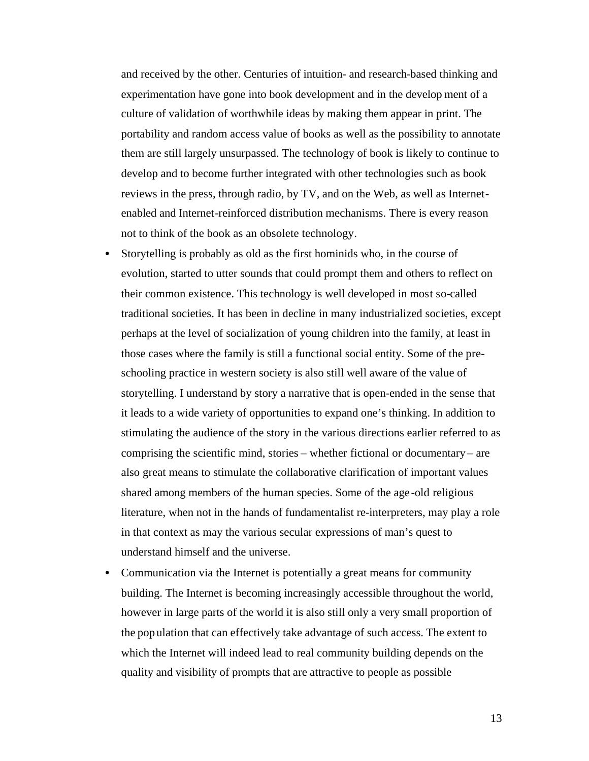and received by the other. Centuries of intuition- and research-based thinking and experimentation have gone into book development and in the development of a culture of validation of worthwhile ideas by making them appear in print. The portability and random access value of books as well as the possibility to annotate them are still largely unsurpassed. The technology of book is likely to continue to develop and to become further integrated with other technologies such as book reviews in the press, through radio, by TV, and on the Web, as well as Internet-enabled and Internet-reinforced distribution mechanisms. There is every reason not to think of the book as an obsolete technology.

- Storytelling is probably as old as the first hominids who, in the course of evolution, started to utter sounds that could prompt them and others to reflect on their common existence. This technology is well developed in most so-called traditional societies. It has been in decline in many industrialized societies, except perhaps at the level of socialization of young children into the family, at least in those cases where the family is still a functional social entity. Some of the pre-schooling practice in western society is also still well aware of the value of storytelling. I understand by story a narrative that is open-ended in the sense that it leads to a wide variety of opportunities to expand one's thinking. In addition to stimulating the audience of the story in the various directions earlier referred to as comprising the scientific mind, stories – whether fictional or documentary – are also great means to stimulate the collaborative clarification of important values shared among members of the human species. Some of the age-old religious literature, when not in the hands of fundamentalist re-interpreters, may play a role in that context as may the various secular expressions of man's quest to understand himself and the universe.
- Communication via the Internet is potentially a great means for community building. The Internet is becoming increasingly accessible throughout the world, however in large parts of the world it is also still only a very small proportion of the population that can effectively take advantage of such access. The extent to which the Internet will indeed lead to real community building depends on the quality and visibility of prompts that are attractive to people as possible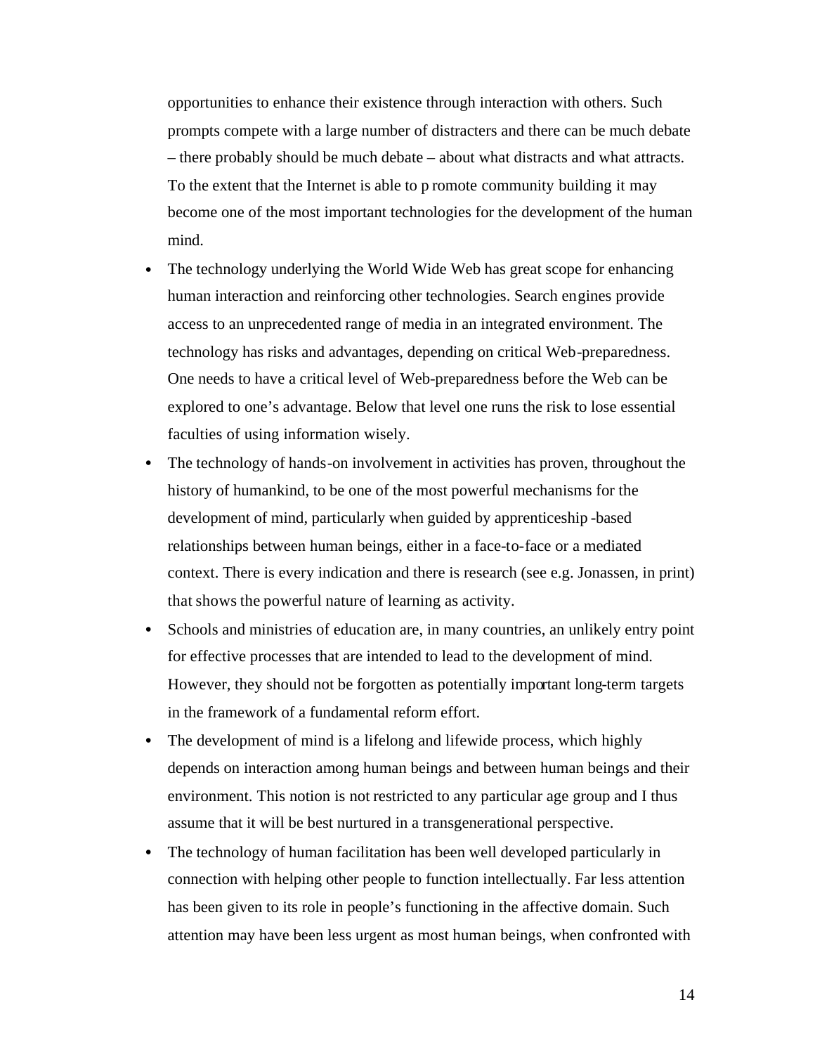opportunities to enhance their existence through interaction with others. Such prompts compete with a large number of distracters and there can be much debate – there probably should be much debate – about what distracts and what attracts. To the extent that the Internet is able to promote community building it may become one of the most important technologies for the development of the human mind.

- The technology underlying the World Wide Web has great scope for enhancing human interaction and reinforcing other technologies. Search engines provide access to an unprecedented range of media in an integrated environment. The technology has risks and advantages, depending on critical Web-preparedness. One needs to have a critical level of Web-preparedness before the Web can be explored to one's advantage. Below that level one runs the risk to lose essential faculties of using information wisely.
- The technology of hands-on involvement in activities has proven, throughout the history of humankind, to be one of the most powerful mechanisms for the development of mind, particularly when guided by apprenticeship-based relationships between human beings, either in a face-to-face or a mediated context. There is every indication and there is research (see e.g. Jonassen, in print) that shows the powerful nature of learning as activity.
- Schools and ministries of education are, in many countries, an unlikely entry point for effective processes that are intended to lead to the development of mind. However, they should not be forgotten as potentially important long-term targets in the framework of a fundamental reform effort.
- The development of mind is a lifelong and lifewide process, which highly depends on interaction among human beings and between human beings and their environment. This notion is not restricted to any particular age group and I thus assume that it will be best nurtured in a transgenerational perspective.
- The technology of human facilitation has been well developed particularly in connection with helping other people to function intellectually. Far less attention has been given to its role in people's functioning in the affective domain. Such attention may have been less urgent as most human beings, when confronted with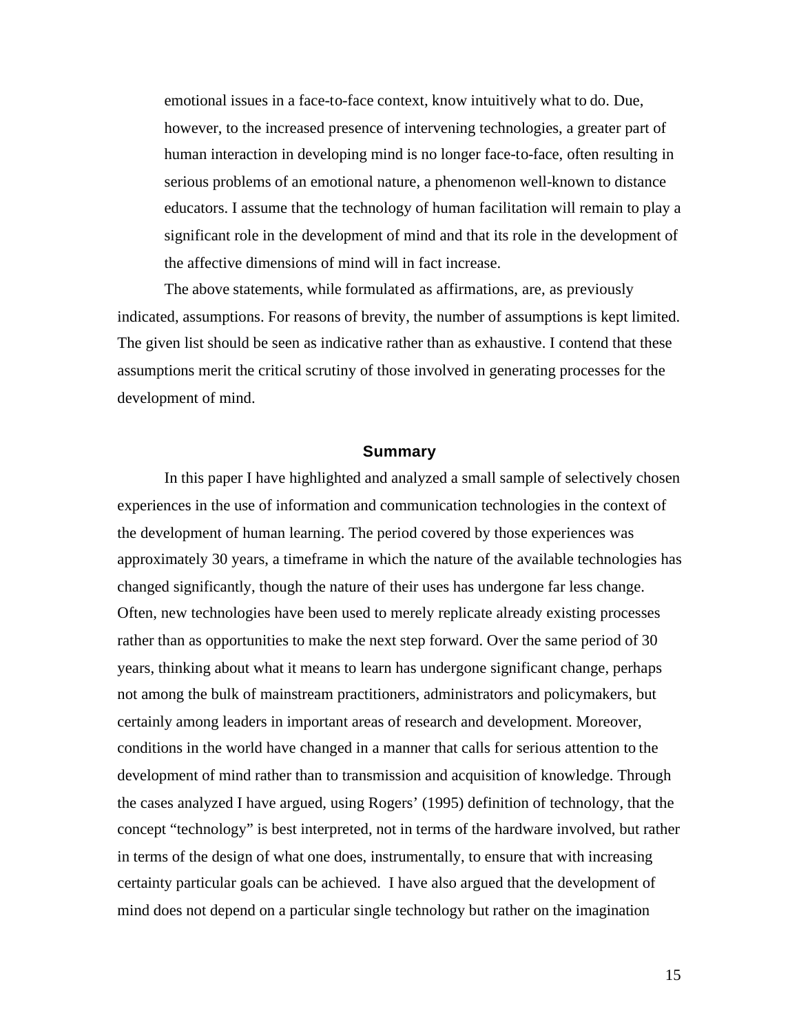emotional issues in a face-to-face context, know intuitively what to do. Due, however, to the increased presence of intervening technologies, a greater part of human interaction in developing mind is no longer face-to-face, often resulting in serious problems of an emotional nature, a phenomenon well-known to distance educators. I assume that the technology of human facilitation will remain to play a significant role in the development of mind and that its role in the development of the affective dimensions of mind will in fact increase.

The above statements, while formulated as affirmations, are, as previously indicated, assumptions. For reasons of brevity, the number of assumptions is kept limited. The given list should be seen as indicative rather than as exhaustive. I contend that these assumptions merit the critical scrutiny of those involved in generating processes for the development of mind.

## Summary

In this paper I have highlighted and analyzed a small sample of selectively chosen experiences in the use of information and communication technologies in the context of the development of human learning. The period covered by those experiences was approximately 30 years, a timeframe in which the nature of the available technologies has changed significantly, though the nature of their uses has undergone far less change. Often, new technologies have been used to merely replicate already existing processes rather than as opportunities to make the next step forward. Over the same period of 30 years, thinking about what it means to learn has undergone significant change, perhaps not among the bulk of mainstream practitioners, administrators and policymakers, but certainly among leaders in important areas of research and development. Moreover, conditions in the world have changed in a manner that calls for serious attention to the development of mind rather than to transmission and acquisition of knowledge. Through the cases analyzed I have argued, using Rogers' (1995) definition of technology, that the concept "technology" is best interpreted, not in terms of the hardware involved, but rather in terms of the design of what one does, instrumentally, to ensure that with increasing certainty particular goals can be achieved. I have also argued that the development of mind does not depend on a particular single technology but rather on the imagination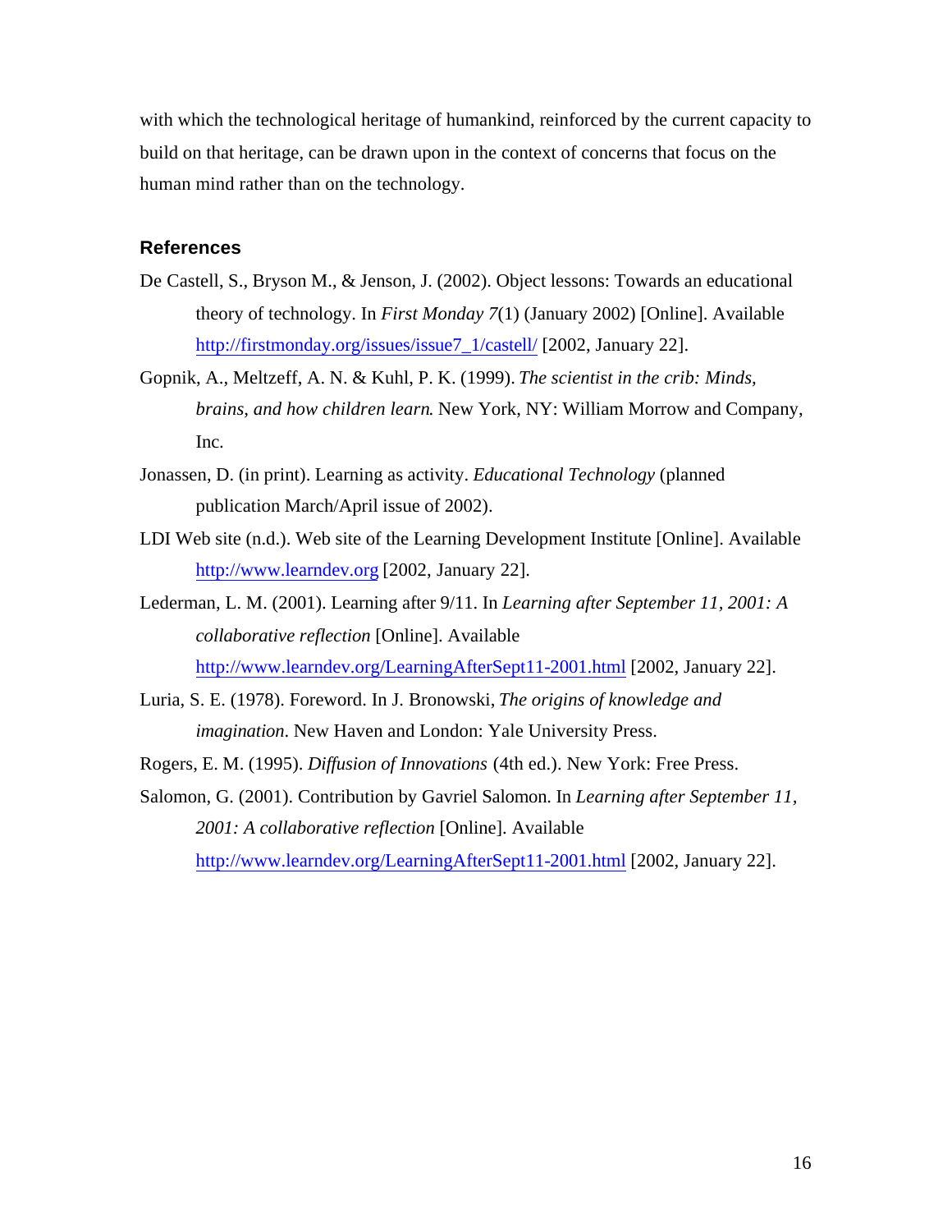with which the technological heritage of humankind, reinforced by the current capacity to build on that heritage, can be drawn upon in the context of concerns that focus on the human mind rather than on the technology.

## References

De Castell, S., Bryson M., & Jenson, J. (2002). Object lessons: Towards an educational theory of technology. In *First Monday 7*(1) (January 2002) [Online]. Available http://firstmonday.org/issues/issue7_1/castell/ [2002, January 22].

Gopnik, A., Meltzeff, A. N. & Kuhl, P. K. (1999). *The scientist in the crib: Minds, brains, and how children learn*. New York, NY: William Morrow and Company, Inc.

Jonassen, D. (in print). Learning as activity. *Educational Technology* (planned publication March/April issue of 2002).

LDI Web site (n.d.). Web site of the Learning Development Institute [Online]. Available http://www.learndev.org [2002, January 22].

Lederman, L. M. (2001). Learning after 9/11. In *Learning after September 11, 2001: A collaborative reflection* [Online]. Available http://www.learndev.org/LearningAfterSept11-2001.html [2002, January 22].

Luria, S. E. (1978). Foreword. In J. Bronowski, *The origins of knowledge and imagination*. New Haven and London: Yale University Press.

Rogers, E. M. (1995). *Diffusion of Innovations* (4th ed.). New York: Free Press.

Salomon, G. (2001). Contribution by Gavriel Salomon. In *Learning after September 11, 2001: A collaborative reflection* [Online]. Available http://www.learndev.org/LearningAfterSept11-2001.html [2002, January 22].